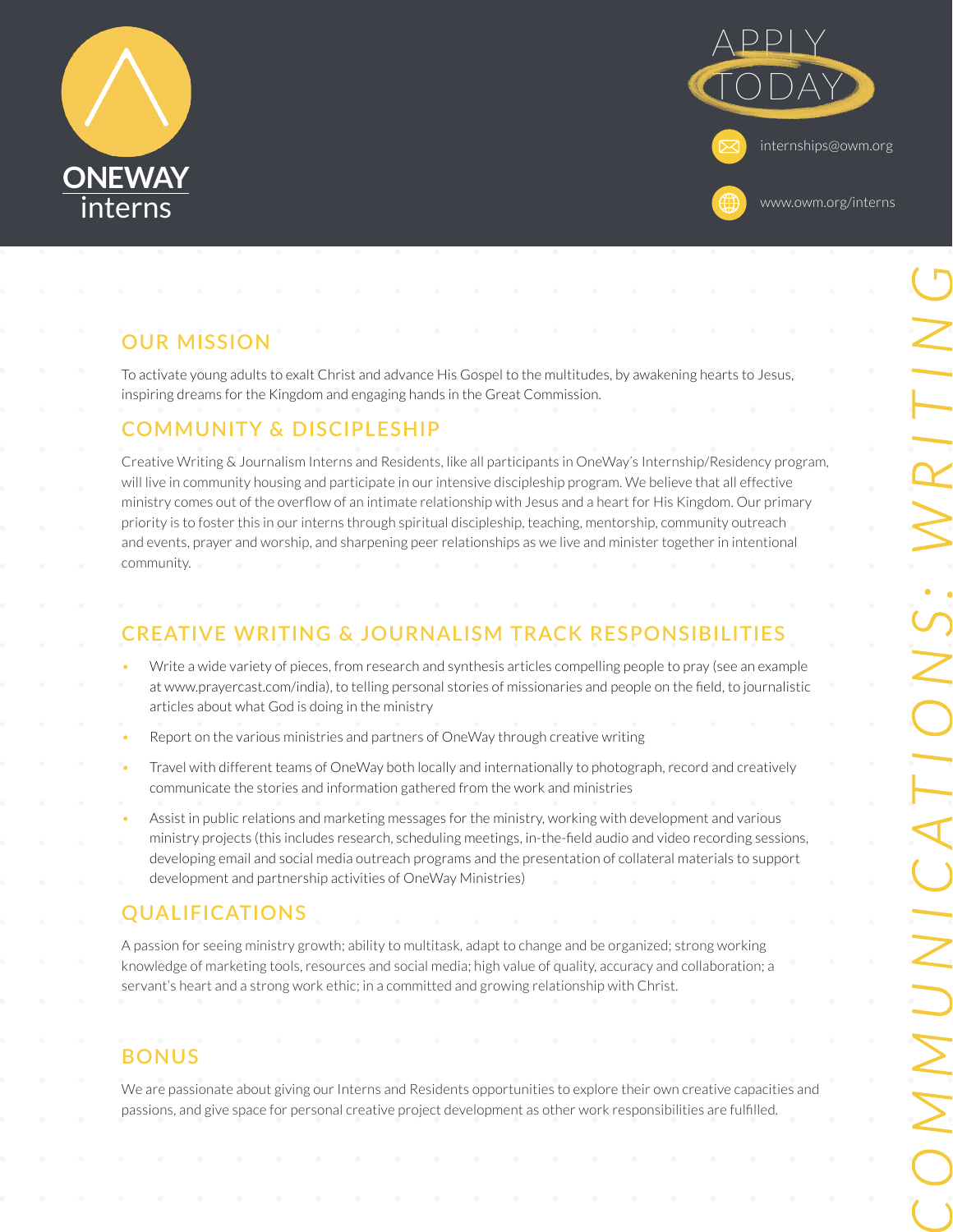**ONEWAY** interns

APPLY TODAY

internships@owm.org

www.owm.org/interns

COMMUNICATIONS: WRITING

## OUR MISSION

To activate young adults to exalt Christ and advance His Gospel to the multitudes, by awakening hearts to Jesus, inspiring dreams for the Kingdom and engaging hands in the Great Commission.

## COMMUNITY & DISCIPLESHIP

Creative Writing & Journalism Interns and Residents, like all participants in OneWay's Internship/Residency program, will live in community housing and participate in our intensive discipleship program. We believe that all effective ministry comes out of the overflow of an intimate relationship with Jesus and a heart for His Kingdom. Our primary priority is to foster this in our interns through spiritual discipleship, teaching, mentorship, community outreach and events, prayer and worship, and sharpening peer relationships as we live and minister together in intentional community.

## CREATIVE WRITING & JOURNALISM TRACK RESPONSIBILITIES

- Write a wide variety of pieces, from research and synthesis articles compelling people to pray (see an example at www.prayercast.com/india), to telling personal stories of missionaries and people on the field, to journalistic articles about what God is doing in the ministry
- Report on the various ministries and partners of OneWay through creative writing
- Travel with different teams of OneWay both locally and internationally to photograph, record and creatively communicate the stories and information gathered from the work and ministries
- Assist in public relations and marketing messages for the ministry, working with development and various ministry projects (this includes research, scheduling meetings, in-the-field audio and video recording sessions, developing email and social media outreach programs and the presentation of collateral materials to support development and partnership activities of OneWay Ministries)

## QUALIFICATIONS

A passion for seeing ministry growth; ability to multitask, adapt to change and be organized; strong working knowledge of marketing tools, resources and social media; high value of quality, accuracy and collaboration; a servant's heart and a strong work ethic; in a committed and growing relationship with Christ.

## BONUS

We are passionate about giving our Interns and Residents opportunities to explore their own creative capacities and passions, and give space for personal creative project development as other work responsibilities are fulfilled.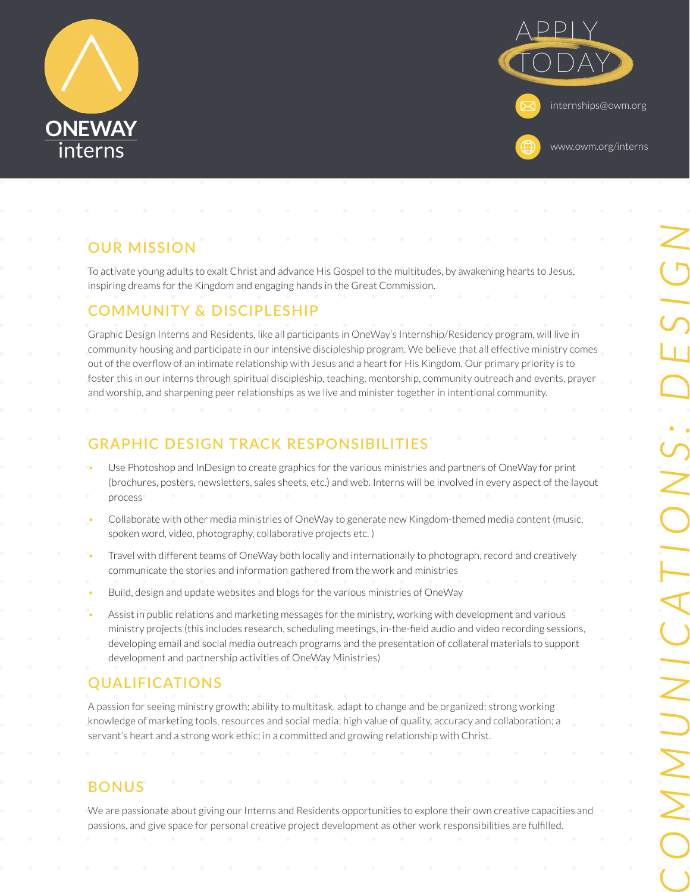ONEWAY interns

APPLY TODAY

internships@owm.org

www.owm.org/interns

COMMUNICATIONS: DESIGN

## OUR MISSION

To activate young adults to exalt Christ and advance His Gospel to the multitudes, by awakening hearts to Jesus, inspiring dreams for the Kingdom and engaging hands in the Great Commission.

## COMMUNITY & DISCIPLESHIP

Graphic Design Interns and Residents, like all participants in OneWay's Internship/Residency program, will live in community housing and participate in our intensive discipleship program. We believe that all effective ministry comes out of the overflow of an intimate relationship with Jesus and a heart for His Kingdom. Our primary priority is to foster this in our interns through spiritual discipleship, teaching, mentorship, community outreach and events, prayer and worship, and sharpening peer relationships as we live and minister together in intentional community.

## GRAPHIC DESIGN TRACK RESPONSIBILITIES

- Use Photoshop and InDesign to create graphics for the various ministries and partners of OneWay for print (brochures, posters, newsletters, sales sheets, etc.) and web. Interns will be involved in every aspect of the layout process
- Collaborate with other media ministries of OneWay to generate new Kingdom-themed media content (music, spoken word, video, photography, collaborative projects etc. )
- Travel with different teams of OneWay both locally and internationally to photograph, record and creatively communicate the stories and information gathered from the work and ministries
- Build, design and update websites and blogs for the various ministries of OneWay
- Assist in public relations and marketing messages for the ministry, working with development and various ministry projects (this includes research, scheduling meetings, in-the-field audio and video recording sessions, developing email and social media outreach programs and the presentation of collateral materials to support development and partnership activities of OneWay Ministries)

## QUALIFICATIONS

A passion for seeing ministry growth; ability to multitask, adapt to change and be organized; strong working knowledge of marketing tools, resources and social media; high value of quality, accuracy and collaboration; a servant's heart and a strong work ethic; in a committed and growing relationship with Christ.

## BONUS

We are passionate about giving our Interns and Residents opportunities to explore their own creative capacities and passions, and give space for personal creative project development as other work responsibilities are fulfilled.